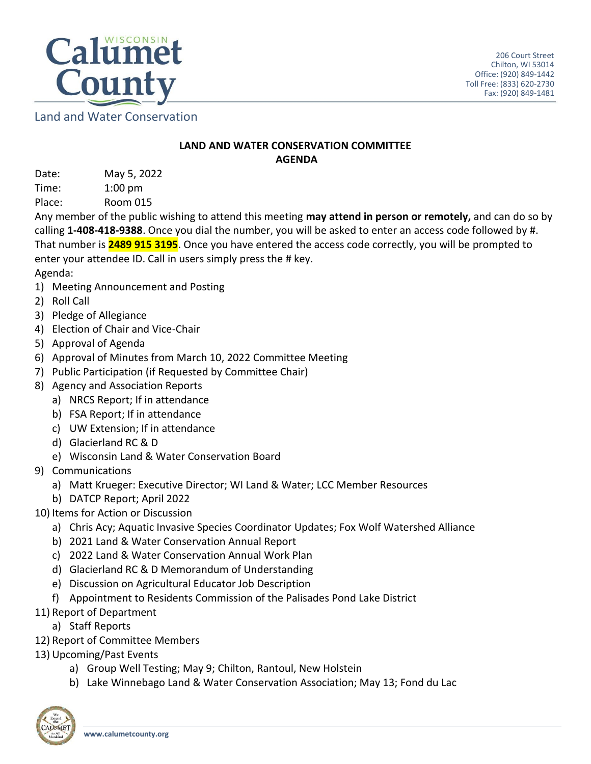Calumet County
WISCONSIN

Land and Water Conservation

206 Court Street
Chilton, WI 53014
Office: (920) 849-1442
Toll Free: (833) 620-2730
Fax: (920) 849-1481

## LAND AND WATER CONSERVATION COMMITTEE
## AGENDA

Date: May 5, 2022
Time: 1:00 pm
Place: Room 015

Any member of the public wishing to attend this meeting **may attend in person or remotely,** and can do so by calling **1-408-418-9388**. Once you dial the number, you will be asked to enter an access code followed by #. That number is **2489 915 3195**. Once you have entered the access code correctly, you will be prompted to enter your attendee ID. Call in users simply press the # key.

Agenda:

1) Meeting Announcement and Posting
2) Roll Call
3) Pledge of Allegiance
4) Election of Chair and Vice-Chair
5) Approval of Agenda
6) Approval of Minutes from March 10, 2022 Committee Meeting
7) Public Participation (if Requested by Committee Chair)
8) Agency and Association Reports
   a) NRCS Report; If in attendance
   b) FSA Report; If in attendance
   c) UW Extension; If in attendance
   d) Glacierland RC & D
   e) Wisconsin Land & Water Conservation Board
9) Communications
   a) Matt Krueger: Executive Director; WI Land & Water; LCC Member Resources
   b) DATCP Report; April 2022
10) Items for Action or Discussion
   a) Chris Acy; Aquatic Invasive Species Coordinator Updates; Fox Wolf Watershed Alliance
   b) 2021 Land & Water Conservation Annual Report
   c) 2022 Land & Water Conservation Annual Work Plan
   d) Glacierland RC & D Memorandum of Understanding
   e) Discussion on Agricultural Educator Job Description
   f) Appointment to Residents Commission of the Palisades Pond Lake District
11) Report of Department
   a) Staff Reports
12) Report of Committee Members
13) Upcoming/Past Events
   a) Group Well Testing; May 9; Chilton, Rantoul, New Holstein
   b) Lake Winnebago Land & Water Conservation Association; May 13; Fond du Lac

www.calumetcounty.org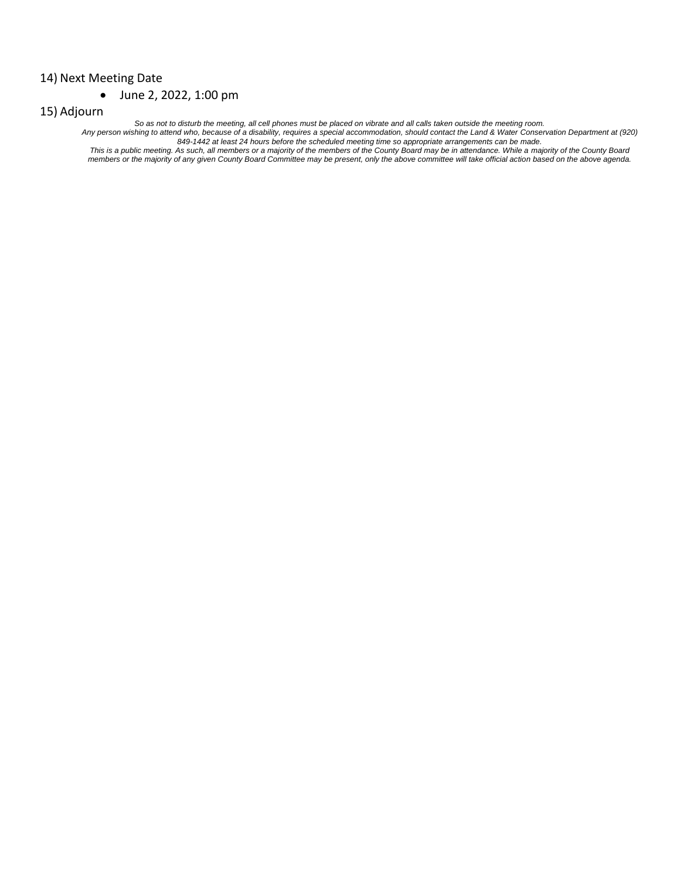14) Next Meeting Date

- June 2, 2022, 1:00 pm

15) Adjourn

*So as not to disturb the meeting, all cell phones must be placed on vibrate and all calls taken outside the meeting room.*
*Any person wishing to attend who, because of a disability, requires a special accommodation, should contact the Land & Water Conservation Department at (920) 849-1442 at least 24 hours before the scheduled meeting time so appropriate arrangements can be made.*
*This is a public meeting. As such, all members or a majority of the members of the County Board may be in attendance. While a majority of the County Board members or the majority of any given County Board Committee may be present, only the above committee will take official action based on the above agenda.*